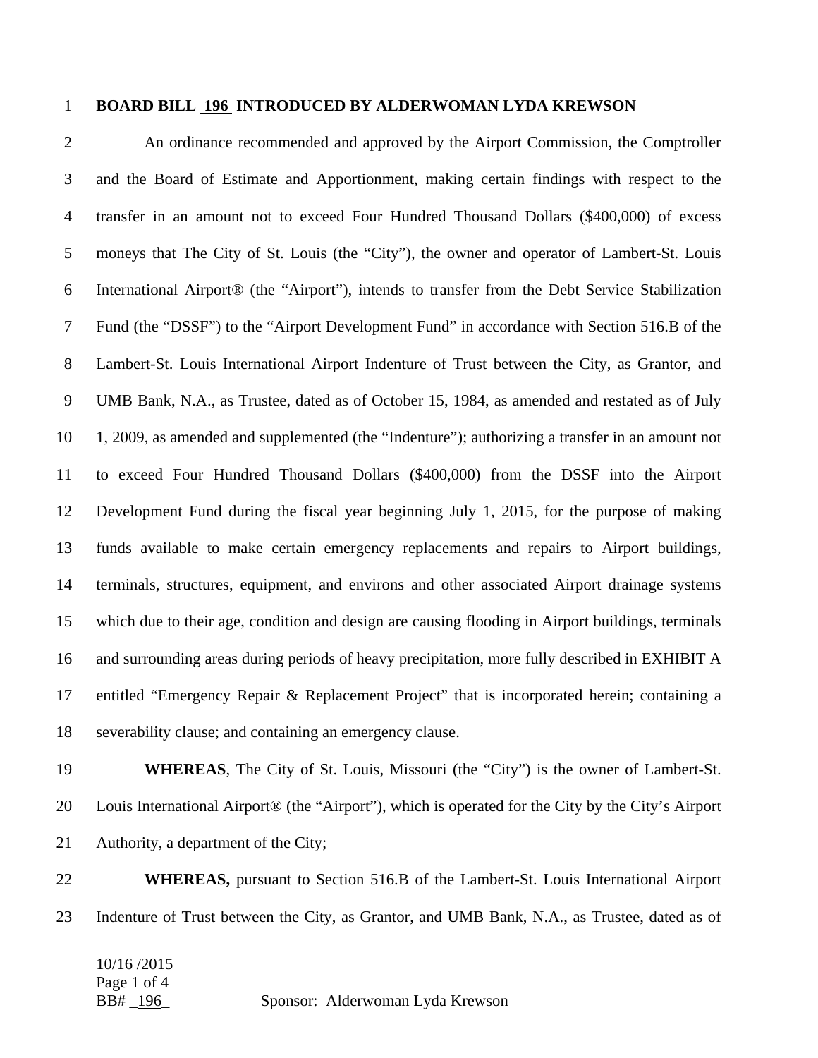**BOARD BILL 196 INTRODUCED BY ALDERWOMAN LYDA KREWSON**

An ordinance recommended and approved by the Airport Commission, the Comptroller and the Board of Estimate and Apportionment, making certain findings with respect to the transfer in an amount not to exceed Four Hundred Thousand Dollars ($400,000) of excess moneys that The City of St. Louis (the "City"), the owner and operator of Lambert-St. Louis International Airport® (the "Airport"), intends to transfer from the Debt Service Stabilization Fund (the "DSSF") to the "Airport Development Fund" in accordance with Section 516.B of the Lambert-St. Louis International Airport Indenture of Trust between the City, as Grantor, and UMB Bank, N.A., as Trustee, dated as of October 15, 1984, as amended and restated as of July 1, 2009, as amended and supplemented (the "Indenture"); authorizing a transfer in an amount not to exceed Four Hundred Thousand Dollars ($400,000) from the DSSF into the Airport Development Fund during the fiscal year beginning July 1, 2015, for the purpose of making funds available to make certain emergency replacements and repairs to Airport buildings, terminals, structures, equipment, and environs and other associated Airport drainage systems which due to their age, condition and design are causing flooding in Airport buildings, terminals and surrounding areas during periods of heavy precipitation, more fully described in EXHIBIT A entitled "Emergency Repair & Replacement Project" that is incorporated herein; containing a severability clause; and containing an emergency clause.

**WHEREAS**, The City of St. Louis, Missouri (the "City") is the owner of Lambert-St. Louis International Airport® (the "Airport"), which is operated for the City by the City's Airport Authority, a department of the City;

**WHEREAS,** pursuant to Section 516.B of the Lambert-St. Louis International Airport Indenture of Trust between the City, as Grantor, and UMB Bank, N.A., as Trustee, dated as of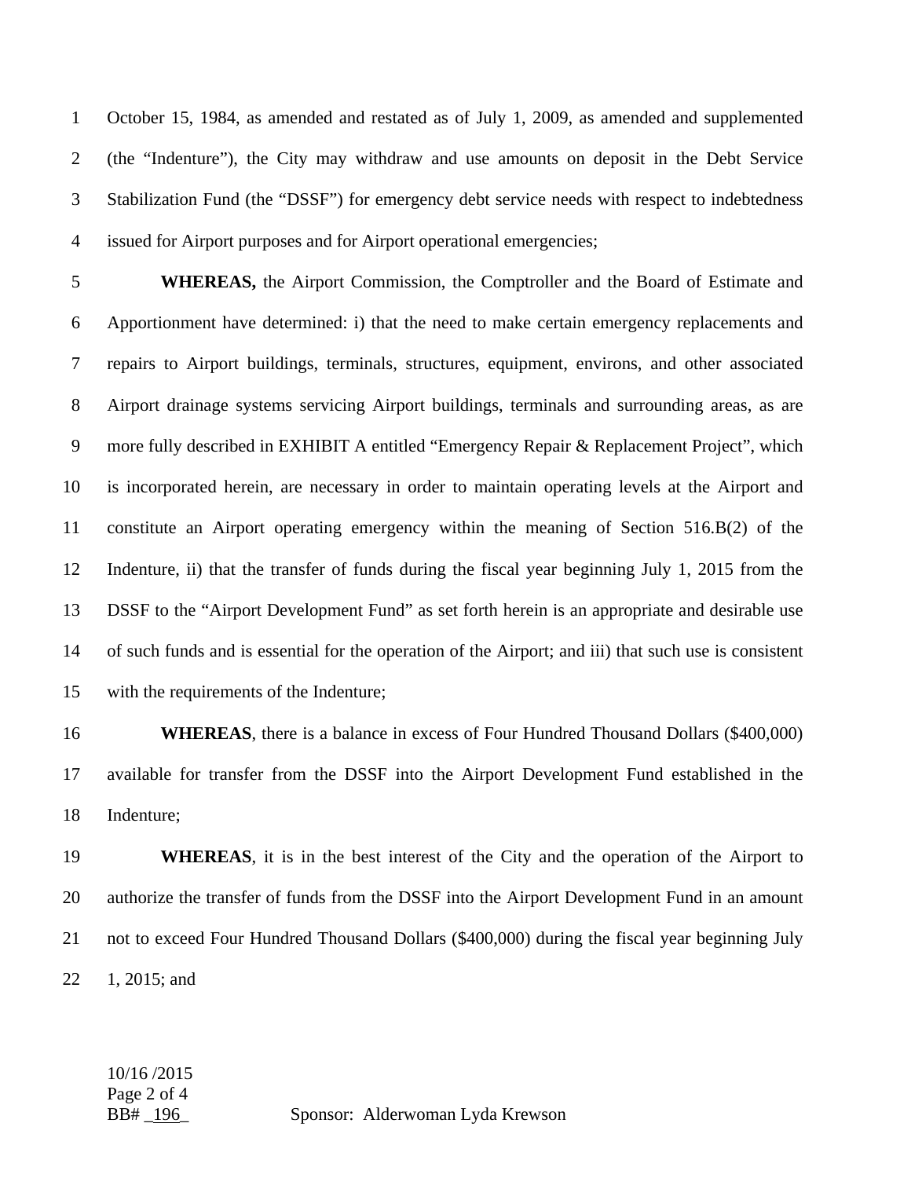October 15, 1984, as amended and restated as of July 1, 2009, as amended and supplemented (the "Indenture"), the City may withdraw and use amounts on deposit in the Debt Service Stabilization Fund (the "DSSF") for emergency debt service needs with respect to indebtedness issued for Airport purposes and for Airport operational emergencies;

**WHEREAS,** the Airport Commission, the Comptroller and the Board of Estimate and Apportionment have determined: i) that the need to make certain emergency replacements and repairs to Airport buildings, terminals, structures, equipment, environs, and other associated Airport drainage systems servicing Airport buildings, terminals and surrounding areas, as are more fully described in EXHIBIT A entitled "Emergency Repair & Replacement Project", which is incorporated herein, are necessary in order to maintain operating levels at the Airport and constitute an Airport operating emergency within the meaning of Section 516.B(2) of the Indenture, ii) that the transfer of funds during the fiscal year beginning July 1, 2015 from the DSSF to the "Airport Development Fund" as set forth herein is an appropriate and desirable use of such funds and is essential for the operation of the Airport; and iii) that such use is consistent with the requirements of the Indenture;

**WHEREAS**, there is a balance in excess of Four Hundred Thousand Dollars ($400,000) available for transfer from the DSSF into the Airport Development Fund established in the Indenture;

**WHEREAS**, it is in the best interest of the City and the operation of the Airport to authorize the transfer of funds from the DSSF into the Airport Development Fund in an amount not to exceed Four Hundred Thousand Dollars ($400,000) during the fiscal year beginning July 1, 2015; and

10/16 /2015
BB# _196_ Sponsor: Alderwoman Lyda Krewson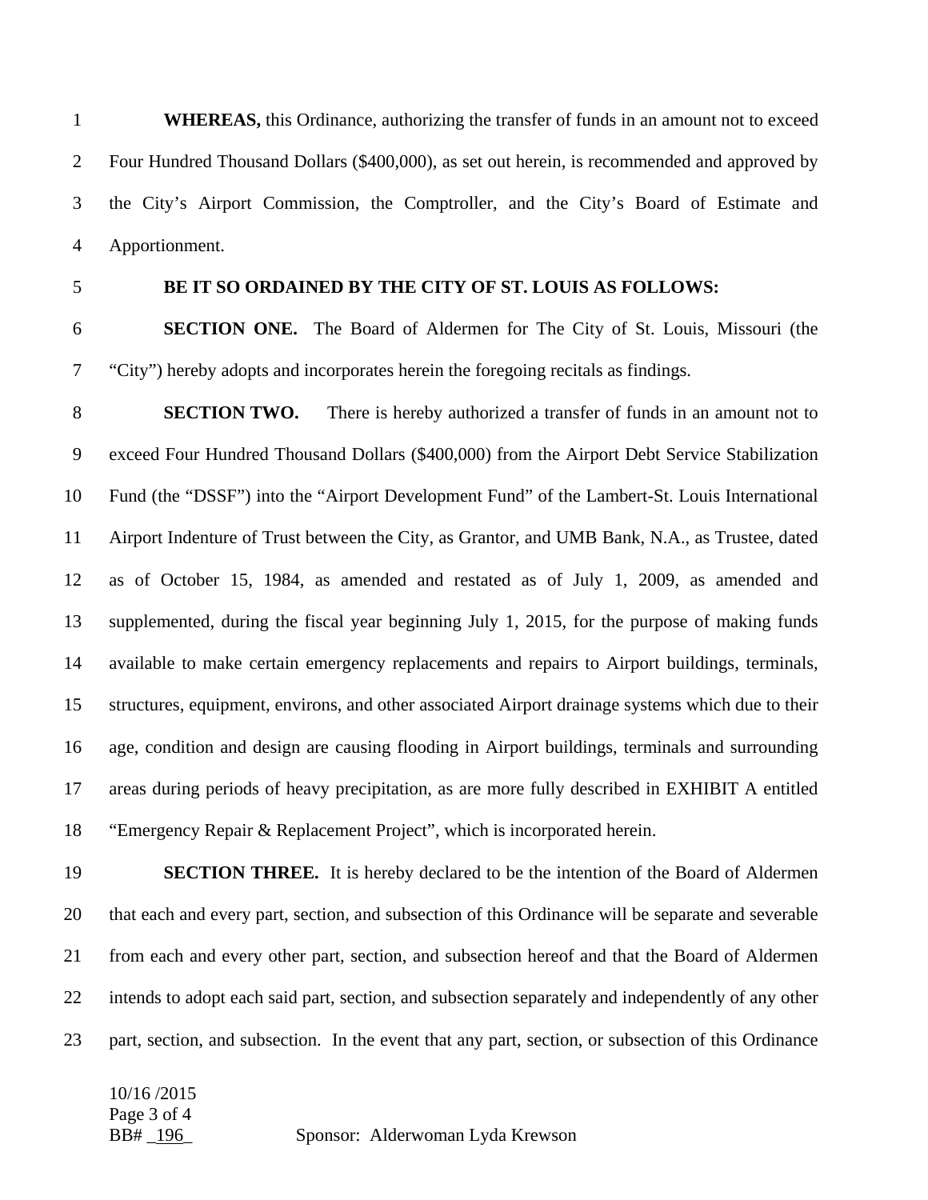**WHEREAS,** this Ordinance, authorizing the transfer of funds in an amount not to exceed Four Hundred Thousand Dollars ($400,000), as set out herein, is recommended and approved by the City's Airport Commission, the Comptroller, and the City's Board of Estimate and Apportionment.

**BE IT SO ORDAINED BY THE CITY OF ST. LOUIS AS FOLLOWS:**

**SECTION ONE.** The Board of Aldermen for The City of St. Louis, Missouri (the "City") hereby adopts and incorporates herein the foregoing recitals as findings.

**SECTION TWO.** There is hereby authorized a transfer of funds in an amount not to exceed Four Hundred Thousand Dollars ($400,000) from the Airport Debt Service Stabilization Fund (the "DSSF") into the "Airport Development Fund" of the Lambert-St. Louis International Airport Indenture of Trust between the City, as Grantor, and UMB Bank, N.A., as Trustee, dated as of October 15, 1984, as amended and restated as of July 1, 2009, as amended and supplemented, during the fiscal year beginning July 1, 2015, for the purpose of making funds available to make certain emergency replacements and repairs to Airport buildings, terminals, structures, equipment, environs, and other associated Airport drainage systems which due to their age, condition and design are causing flooding in Airport buildings, terminals and surrounding areas during periods of heavy precipitation, as are more fully described in EXHIBIT A entitled "Emergency Repair & Replacement Project", which is incorporated herein.

**SECTION THREE.** It is hereby declared to be the intention of the Board of Aldermen that each and every part, section, and subsection of this Ordinance will be separate and severable from each and every other part, section, and subsection hereof and that the Board of Aldermen intends to adopt each said part, section, and subsection separately and independently of any other part, section, and subsection. In the event that any part, section, or subsection of this Ordinance

10/16 /2015
BB# _196_ Sponsor: Alderwoman Lyda Krewson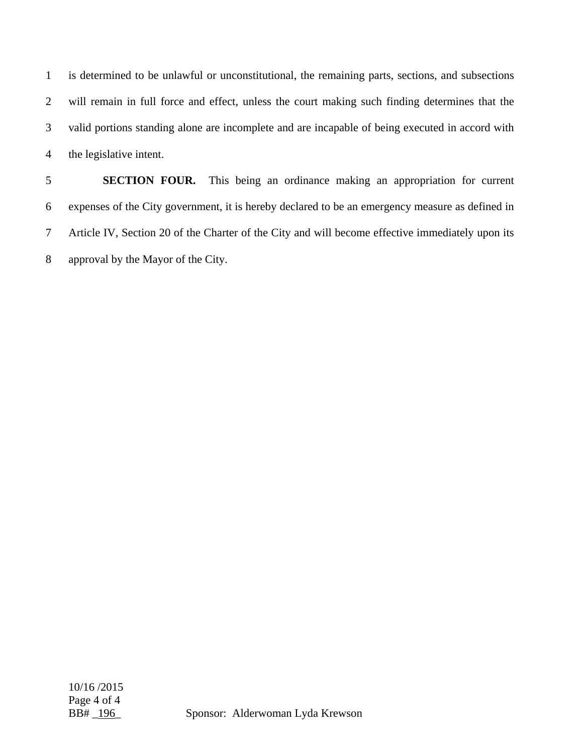is determined to be unlawful or unconstitutional, the remaining parts, sections, and subsections will remain in full force and effect, unless the court making such finding determines that the valid portions standing alone are incomplete and are incapable of being executed in accord with the legislative intent.

**SECTION FOUR.** This being an ordinance making an appropriation for current expenses of the City government, it is hereby declared to be an emergency measure as defined in Article IV, Section 20 of the Charter of the City and will become effective immediately upon its approval by the Mayor of the City.

10/16 /2015
BB# _196_ Sponsor: Alderwoman Lyda Krewson